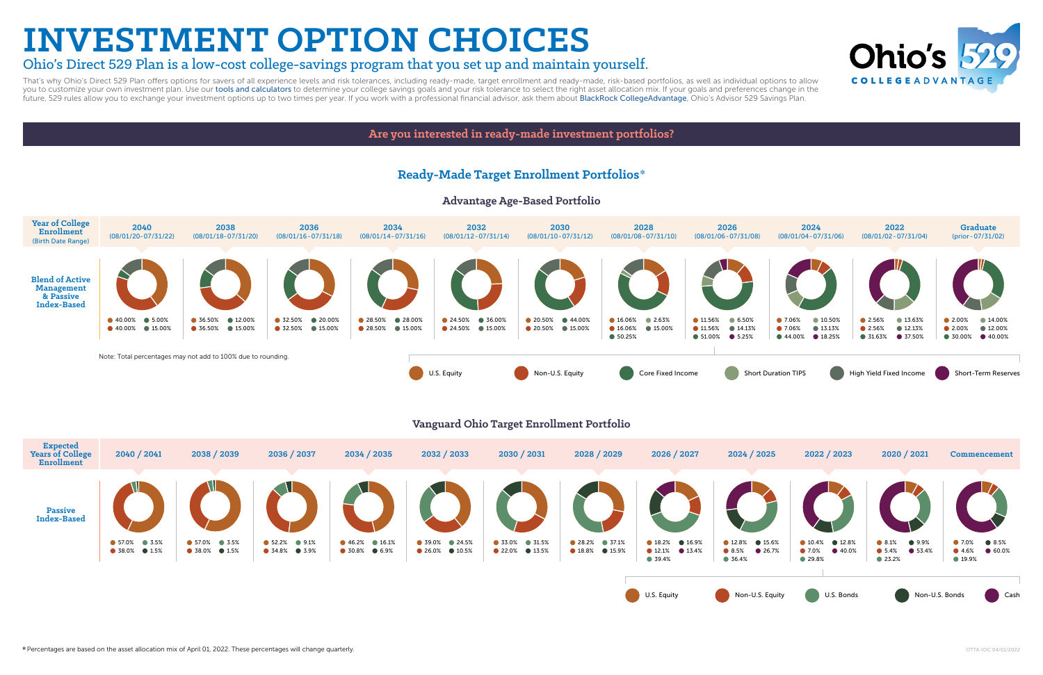# INVESTMENT OPTION CHOICES

## Ohio's Direct 529 Plan is a low-cost college-savings program that you set up and maintain yourself.

That's why Ohio's Direct 529 Plan offers options for savers of all experience levels and risk tolerances, including ready-made, target enrollment and ready-made, risk-based portfolios, as well as individual options to allow you to customize your own investment plan. Use our tools and calculators to determine your college savings goals and your risk tolerance to select the right asset allocation mix. If your goals and preferences change in the future, 529 rules allow you to exchange your investment options up to two times per year. If you work with a professional financial advisor, ask them about BlackRock CollegeAdvantage, Ohio's Advisor 529 Savings Plan.

## Are you interested in ready-made investment portfolios?

## Ready-Made Target Enrollment Portfolios*

### Advantage Age-Based Portfolio

Blend of Active Management & Passive Index-Based

| Year of College Enrollment (Birth Date Range) | U.S. Equity | Non-U.S. Equity | Core Fixed Income | Short Duration TIPS | High Yield Fixed Income | Short-Term Reserves |
|---|---|---|---|---|---|---|
| 2040 (08/01/20-07/31/22) | 40.00% | 40.00% | 5.00% | | 15.00% | |
| 2038 (08/01/18-07/31/20) | 36.50% | 36.50% | 12.00% | | 15.00% | |
| 2036 (08/01/16-07/31/18) | 32.50% | 32.50% | 20.00% | | 15.00% | |
| 2034 (08/01/14-07/31/16) | 28.50% | 28.50% | 28.00% | | 15.00% | |
| 2032 (08/01/12-07/31/14) | 24.50% | 24.50% | 36.00% | | 15.00% | |
| 2030 (08/01/10-07/31/12) | 20.50% | 20.50% | 44.00% | | 15.00% | |
| 2028 (08/01/08-07/31/10) | 16.06% | 16.06% | 50.25% | 2.63% | 15.00% | |
| 2026 (08/01/06-07/31/08) | 11.56% | 11.56% | 51.00% | 6.50% | 14.13% | 5.25% |
| 2024 (08/01/04-07/31/06) | 7.06% | 7.06% | 44.00% | 10.50% | 13.13% | 18.25% |
| 2022 (08/01/02-07/31/04) | 2.56% | 2.56% | 31.63% | 13.63% | 12.13% | 37.50% |
| Graduate (prior-07/31/02) | 2.00% | 2.00% | 30.00% | 14.00% | 12.00% | 40.00% |

Note: Total percentages may not add to 100% due to rounding.

### Vanguard Ohio Target Enrollment Portfolio

Passive Index-Based

| Expected Years of College Enrollment | U.S. Equity | Non-U.S. Equity | U.S. Bonds | Non-U.S. Bonds | Cash |
|---|---|---|---|---|---|
| 2040 / 2041 | 57.0% | 38.0% | 3.5% | 1.5% | |
| 2038 / 2039 | 57.0% | 38.0% | 3.5% | 1.5% | |
| 2036 / 2037 | 52.2% | 34.8% | 9.1% | 3.9% | |
| 2034 / 2035 | 46.2% | 30.8% | 16.1% | 6.9% | |
| 2032 / 2033 | 39.0% | 26.0% | 24.5% | 10.5% | |
| 2030 / 2031 | 33.0% | 22.0% | 31.5% | 13.5% | |
| 2028 / 2029 | 28.2% | 18.8% | 37.1% | 15.9% | |
| 2026 / 2027 | 18.2% | 12.1% | 39.4% | 16.9% | 13.4% |
| 2024 / 2025 | 12.8% | 8.5% | 36.4% | 15.6% | 26.7% |
| 2022 / 2023 | 10.4% | 7.0% | 29.8% | 12.8% | 40.0% |
| 2020 / 2021 | 8.1% | 5.4% | 23.2% | 9.9% | 53.4% |
| Commencement | 7.0% | 4.6% | 19.9% | 8.5% | 60.0% |

* Percentages are based on the asset allocation mix of April 01, 2022. These percentages will change quarterly.

OTTA-IOC 04/01/2022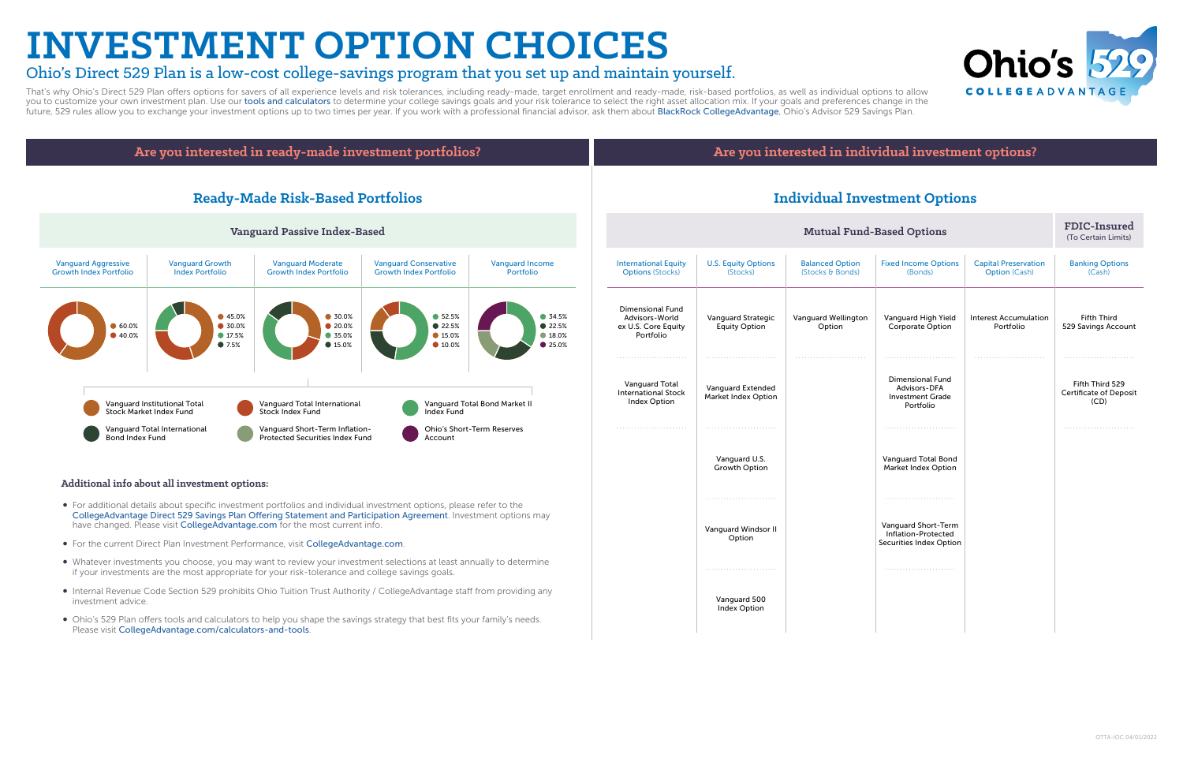# INVESTMENT OPTION CHOICES

## Ohio's Direct 529 Plan is a low-cost college-savings program that you set up and maintain yourself.

That's why Ohio's Direct 529 Plan offers options for savers of all experience levels and risk tolerances, including ready-made, target enrollment and ready-made, risk-based portfolios, as well as individual options to allow you to customize your own investment plan. Use our tools and calculators to determine your college savings goals and your risk tolerance to select the right asset allocation mix. If your goals and preferences change in the future, 529 rules allow you to exchange your investment options up to two times per year. If you work with a professional financial advisor, ask them about BlackRock CollegeAdvantage, Ohio's Advisor 529 Savings Plan.

## Are you interested in ready-made investment portfolios?

### Ready-Made Risk-Based Portfolios

**Vanguard Passive Index-Based**

Vanguard Aggressive Growth Index Portfolio
60.0%
40.0%

Vanguard Growth Index Portfolio
45.0%
30.0%
17.5%
7.5%

Vanguard Moderate Growth Index Portfolio
30.0%
20.0%
35.0%
15.0%

Vanguard Conservative Growth Index Portfolio
52.5%
22.5%
15.0%
10.0%

Vanguard Income Portfolio
34.5%
22.5%
18.0%
25.0%

Vanguard Institutional Total Stock Market Index Fund
Vanguard Total International Stock Index Fund
Vanguard Total Bond Market II Index Fund
Vanguard Total International Bond Index Fund
Vanguard Short-Term Inflation-Protected Securities Index Fund
Ohio's Short-Term Reserves Account

#### Additional info about all investment options:

- For additional details about specific investment portfolios and individual investment options, please refer to the CollegeAdvantage Direct 529 Savings Plan Offering Statement and Participation Agreement. Investment options may have changed. Please visit CollegeAdvantage.com for the most current info.
- For the current Direct Plan Investment Performance, visit CollegeAdvantage.com.
- Whatever investments you choose, you may want to review your investment selections at least annually to determine if your investments are the most appropriate for your risk-tolerance and college savings goals.
- Internal Revenue Code Section 529 prohibits Ohio Tuition Trust Authority / CollegeAdvantage staff from providing any investment advice.
- Ohio's 529 Plan offers tools and calculators to help you shape the savings strategy that best fits your family's needs. Please visit CollegeAdvantage.com/calculators-and-tools.

## Are you interested in individual investment options?

### Individual Investment Options

| Mutual Fund-Based Options | | | | | FDIC-Insured (To Certain Limits) |
|---|---|---|---|---|---|
| International Equity Options (Stocks) | U.S. Equity Options (Stocks) | Balanced Option (Stocks & Bonds) | Fixed Income Options (Bonds) | Capital Preservation Option (Cash) | Banking Options (Cash) |
| Dimensional Fund Advisors-World ex U.S. Core Equity Portfolio | Vanguard Strategic Equity Option | Vanguard Wellington Option | Vanguard High Yield Corporate Option | Interest Accumulation Portfolio | Fifth Third 529 Savings Account |
| Vanguard Total International Stock Index Option | Vanguard Extended Market Index Option | | Dimensional Fund Advisors-DFA Investment Grade Portfolio | | Fifth Third 529 Certificate of Deposit (CD) |
| | Vanguard U.S. Growth Option | | Vanguard Total Bond Market Index Option | | |
| | Vanguard Windsor II Option | | Vanguard Short-Term Inflation-Protected Securities Index Option | | |
| | Vanguard 500 Index Option | | | | |

OTTA-IOC 04/01/2022